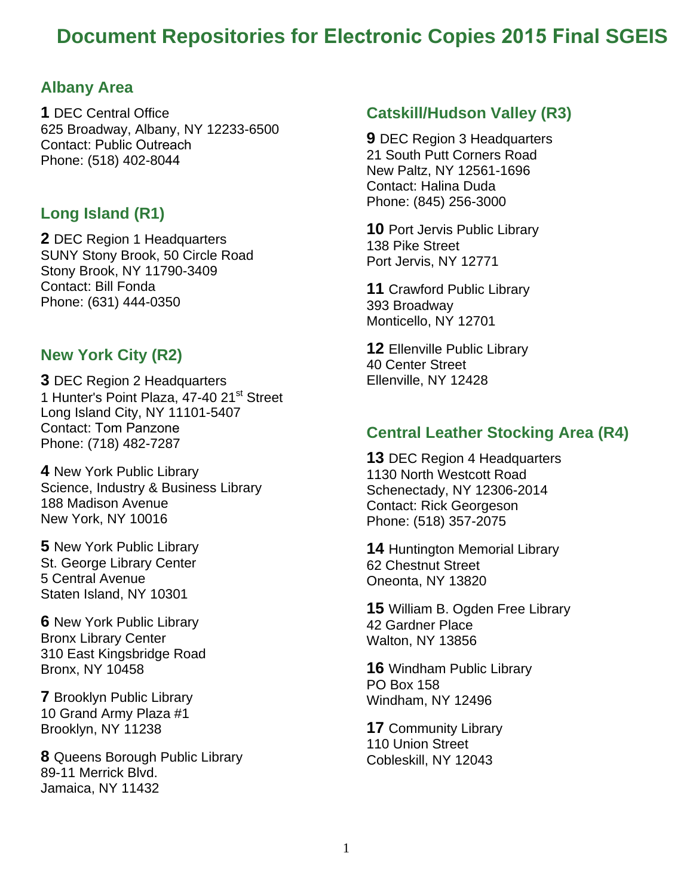# Document Repositories for Electronic Copies 2015 Final SGEIS

## Albany Area

**1** DEC Central Office
625 Broadway, Albany, NY 12233-6500
Contact: Public Outreach
Phone: (518) 402-8044

## Long Island (R1)

**2** DEC Region 1 Headquarters
SUNY Stony Brook, 50 Circle Road
Stony Brook, NY 11790-3409
Contact: Bill Fonda
Phone: (631) 444-0350

## New York City (R2)

**3** DEC Region 2 Headquarters
1 Hunter's Point Plaza, 47-40 21st Street
Long Island City, NY 11101-5407
Contact: Tom Panzone
Phone: (718) 482-7287

**4** New York Public Library
Science, Industry & Business Library
188 Madison Avenue
New York, NY 10016

**5** New York Public Library
St. George Library Center
5 Central Avenue
Staten Island, NY 10301

**6** New York Public Library
Bronx Library Center
310 East Kingsbridge Road
Bronx, NY 10458

**7** Brooklyn Public Library
10 Grand Army Plaza #1
Brooklyn, NY 11238

**8** Queens Borough Public Library
89-11 Merrick Blvd.
Jamaica, NY 11432

## Catskill/Hudson Valley (R3)

**9** DEC Region 3 Headquarters
21 South Putt Corners Road
New Paltz, NY 12561-1696
Contact: Halina Duda
Phone: (845) 256-3000

**10** Port Jervis Public Library
138 Pike Street
Port Jervis, NY 12771

**11** Crawford Public Library
393 Broadway
Monticello, NY 12701

**12** Ellenville Public Library
40 Center Street
Ellenville, NY 12428

## Central Leather Stocking Area (R4)

**13** DEC Region 4 Headquarters
1130 North Westcott Road
Schenectady, NY 12306-2014
Contact: Rick Georgeson
Phone: (518) 357-2075

**14** Huntington Memorial Library
62 Chestnut Street
Oneonta, NY 13820

**15** William B. Ogden Free Library
42 Gardner Place
Walton, NY 13856

**16** Windham Public Library
PO Box 158
Windham, NY 12496

**17** Community Library
110 Union Street
Cobleskill, NY 12043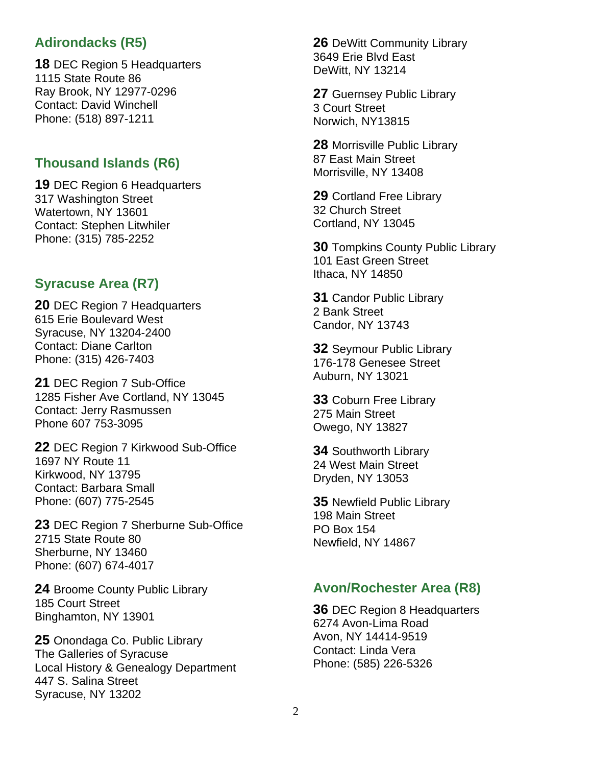## Adirondacks (R5)

**18** DEC Region 5 Headquarters
1115 State Route 86
Ray Brook, NY 12977-0296
Contact: David Winchell
Phone: (518) 897-1211

## Thousand Islands (R6)

**19** DEC Region 6 Headquarters
317 Washington Street
Watertown, NY 13601
Contact: Stephen Litwhiler
Phone: (315) 785-2252

## Syracuse Area (R7)

**20** DEC Region 7 Headquarters
615 Erie Boulevard West
Syracuse, NY 13204-2400
Contact: Diane Carlton
Phone: (315) 426-7403

**21** DEC Region 7 Sub-Office
1285 Fisher Ave Cortland, NY 13045
Contact: Jerry Rasmussen
Phone 607 753-3095

**22** DEC Region 7 Kirkwood Sub-Office
1697 NY Route 11
Kirkwood, NY 13795
Contact: Barbara Small
Phone: (607) 775-2545

**23** DEC Region 7 Sherburne Sub-Office
2715 State Route 80
Sherburne, NY 13460
Phone: (607) 674-4017

**24** Broome County Public Library
185 Court Street
Binghamton, NY 13901

**25** Onondaga Co. Public Library
The Galleries of Syracuse
Local History & Genealogy Department
447 S. Salina Street
Syracuse, NY 13202

**26** DeWitt Community Library
3649 Erie Blvd East
DeWitt, NY 13214

**27** Guernsey Public Library
3 Court Street
Norwich, NY13815

**28** Morrisville Public Library
87 East Main Street
Morrisville, NY 13408

**29** Cortland Free Library
32 Church Street
Cortland, NY 13045

**30** Tompkins County Public Library
101 East Green Street
Ithaca, NY 14850

**31** Candor Public Library
2 Bank Street
Candor, NY 13743

**32** Seymour Public Library
176-178 Genesee Street
Auburn, NY 13021

**33** Coburn Free Library
275 Main Street
Owego, NY 13827

**34** Southworth Library
24 West Main Street
Dryden, NY 13053

**35** Newfield Public Library
198 Main Street
PO Box 154
Newfield, NY 14867

## Avon/Rochester Area (R8)

**36** DEC Region 8 Headquarters
6274 Avon-Lima Road
Avon, NY 14414-9519
Contact: Linda Vera
Phone: (585) 226-5326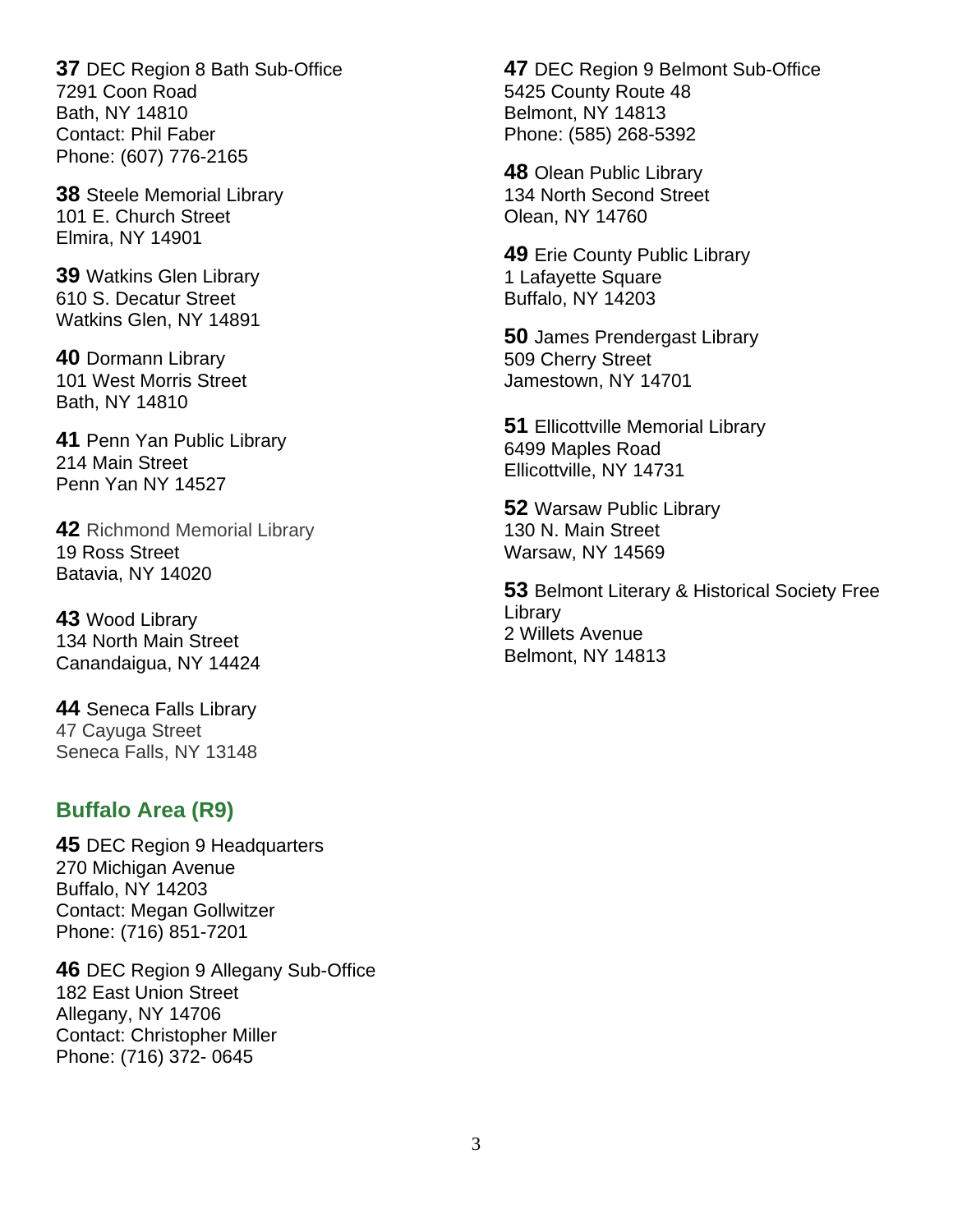**37** DEC Region 8 Bath Sub-Office
7291 Coon Road
Bath, NY 14810
Contact: Phil Faber
Phone: (607) 776-2165

**38** Steele Memorial Library
101 E. Church Street
Elmira, NY 14901

**39** Watkins Glen Library
610 S. Decatur Street
Watkins Glen, NY 14891

**40** Dormann Library
101 West Morris Street
Bath, NY 14810

**41** Penn Yan Public Library
214 Main Street
Penn Yan NY 14527

**42** Richmond Memorial Library
19 Ross Street
Batavia, NY 14020

**43** Wood Library
134 North Main Street
Canandaigua, NY 14424

**44** Seneca Falls Library
47 Cayuga Street
Seneca Falls, NY 13148

## Buffalo Area (R9)

**45** DEC Region 9 Headquarters
270 Michigan Avenue
Buffalo, NY 14203
Contact: Megan Gollwitzer
Phone: (716) 851-7201

**46** DEC Region 9 Allegany Sub-Office
182 East Union Street
Allegany, NY 14706
Contact: Christopher Miller
Phone: (716) 372- 0645

**47** DEC Region 9 Belmont Sub-Office
5425 County Route 48
Belmont, NY 14813
Phone: (585) 268-5392

**48** Olean Public Library
134 North Second Street
Olean, NY 14760

**49** Erie County Public Library
1 Lafayette Square
Buffalo, NY 14203

**50** James Prendergast Library
509 Cherry Street
Jamestown, NY 14701

**51** Ellicottville Memorial Library
6499 Maples Road
Ellicottville, NY 14731

**52** Warsaw Public Library
130 N. Main Street
Warsaw, NY 14569

**53** Belmont Literary & Historical Society Free Library
2 Willets Avenue
Belmont, NY 14813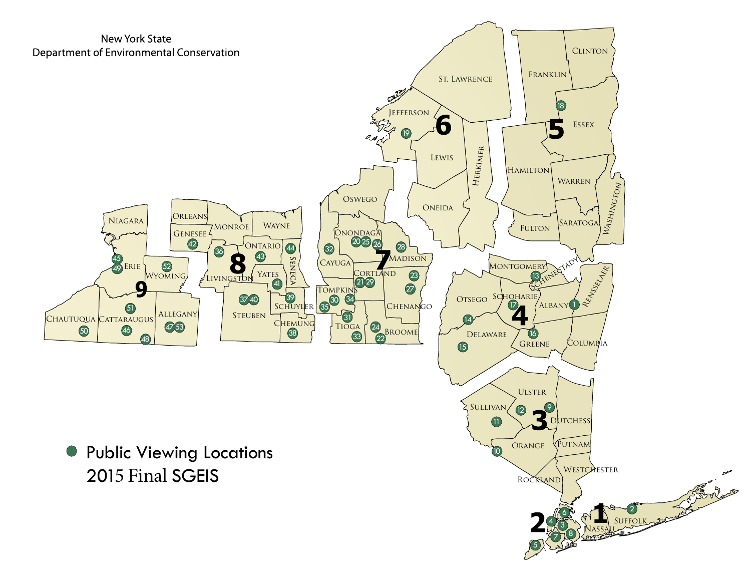New York State
Department of Environmental Conservation

Public Viewing Locations
2015 Final SGEIS

1
2
3
4
5
6
7
8
9

St. Lawrence
Franklin
Clinton
Jefferson
Essex
Lewis
Hamilton
Herkimer
Warren
Oswego
Oneida
Washington
Niagara
Orleans
Monroe
Wayne
Fulton
Saratoga
Genesee
Ontario
Onondaga
Madison
Erie
Seneca
Cayuga
Wyoming
Livingston
Yates
Cortland
Montgomery
Schenectady
Rensselaer
Tompkins
Chenango
Otsego
Schoharie
Albany
Chautauqua
Cattaraugus
Allegany
Steuben
Schuyler
Chemung
Tioga
Broome
Delaware
Greene
Columbia
Ulster
Sullivan
Dutchess
Orange
Putnam
Westchester
Rockland
Suffolk
Nassau